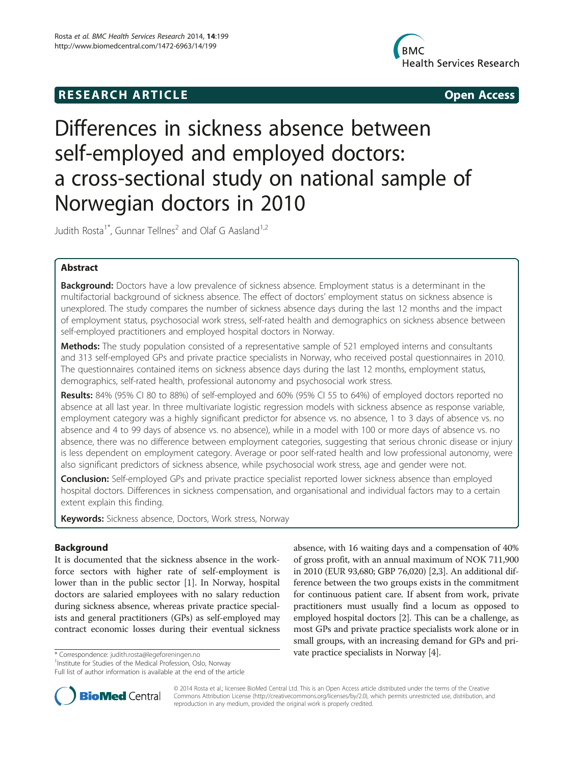**RESEARCH ARTICLE** **Open Access**

# Differences in sickness absence between self-employed and employed doctors: a cross-sectional study on national sample of Norwegian doctors in 2010

Judith Rosta[1*], Gunnar Tellnes[2] and Olaf G Aasland[1,2]

## Abstract

**Background:** Doctors have a low prevalence of sickness absence. Employment status is a determinant in the multifactorial background of sickness absence. The effect of doctors' employment status on sickness absence is unexplored. The study compares the number of sickness absence days during the last 12 months and the impact of employment status, psychosocial work stress, self-rated health and demographics on sickness absence between self-employed practitioners and employed hospital doctors in Norway.

**Methods:** The study population consisted of a representative sample of 521 employed interns and consultants and 313 self-employed GPs and private practice specialists in Norway, who received postal questionnaires in 2010. The questionnaires contained items on sickness absence days during the last 12 months, employment status, demographics, self-rated health, professional autonomy and psychosocial work stress.

**Results:** 84% (95% CI 80 to 88%) of self-employed and 60% (95% CI 55 to 64%) of employed doctors reported no absence at all last year. In three multivariate logistic regression models with sickness absence as response variable, employment category was a highly significant predictor for absence vs. no absence, 1 to 3 days of absence vs. no absence and 4 to 99 days of absence vs. no absence), while in a model with 100 or more days of absence vs. no absence, there was no difference between employment categories, suggesting that serious chronic disease or injury is less dependent on employment category. Average or poor self-rated health and low professional autonomy, were also significant predictors of sickness absence, while psychosocial work stress, age and gender were not.

**Conclusion:** Self-employed GPs and private practice specialist reported lower sickness absence than employed hospital doctors. Differences in sickness compensation, and organisational and individual factors may to a certain extent explain this finding.

**Keywords:** Sickness absence, Doctors, Work stress, Norway

## Background

It is documented that the sickness absence in the workforce sectors with higher rate of self-employment is lower than in the public sector [1]. In Norway, hospital doctors are salaried employees with no salary reduction during sickness absence, whereas private practice specialists and general practitioners (GPs) as self-employed may contract economic losses during their eventual sickness absence, with 16 waiting days and a compensation of 40% of gross profit, with an annual maximum of NOK 711,900 in 2010 (EUR 93,680; GBP 76,020) [2,3]. An additional difference between the two groups exists in the commitment for continuous patient care. If absent from work, private practitioners must usually find a locum as opposed to employed hospital doctors [2]. This can be a challenge, as most GPs and private practice specialists work alone or in small groups, with an increasing demand for GPs and private practice specialists in Norway [4].

\* Correspondence: judith.rosta@legeforeningen.no
[1]Institute for Studies of the Medical Profession, Oslo, Norway
Full list of author information is available at the end of the article

© 2014 Rosta et al.; licensee BioMed Central Ltd. This is an Open Access article distributed under the terms of the Creative Commons Attribution License (http://creativecommons.org/licenses/by/2.0), which permits unrestricted use, distribution, and reproduction in any medium, provided the original work is properly credited.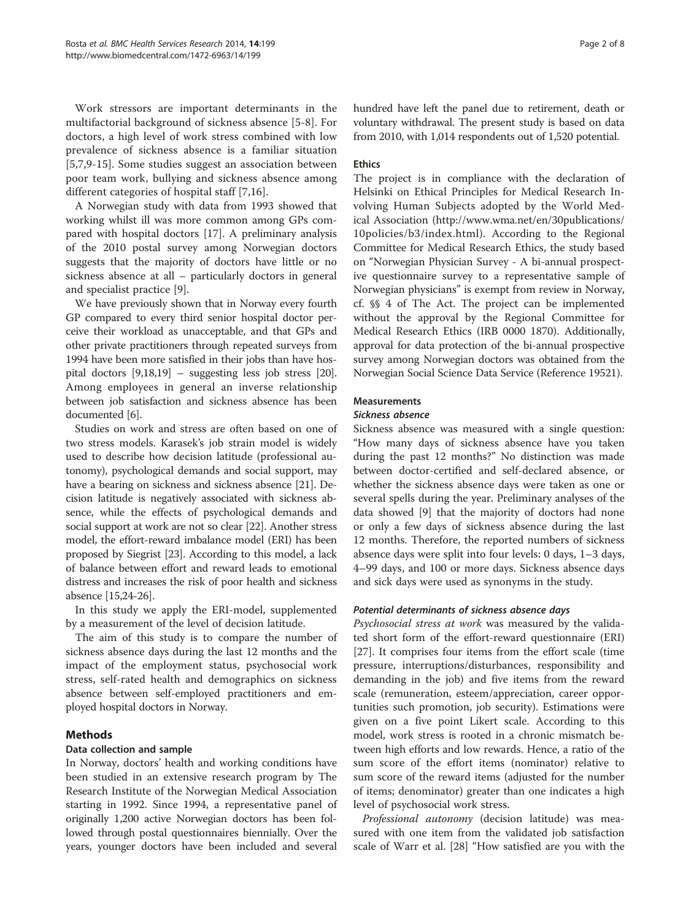Work stressors are important determinants in the multifactorial background of sickness absence [5-8]. For doctors, a high level of work stress combined with low prevalence of sickness absence is a familiar situation [5,7,9-15]. Some studies suggest an association between poor team work, bullying and sickness absence among different categories of hospital staff [7,16].

A Norwegian study with data from 1993 showed that working whilst ill was more common among GPs compared with hospital doctors [17]. A preliminary analysis of the 2010 postal survey among Norwegian doctors suggests that the majority of doctors have little or no sickness absence at all – particularly doctors in general and specialist practice [9].

We have previously shown that in Norway every fourth GP compared to every third senior hospital doctor perceive their workload as unacceptable, and that GPs and other private practitioners through repeated surveys from 1994 have been more satisfied in their jobs than have hospital doctors [9,18,19] – suggesting less job stress [20]. Among employees in general an inverse relationship between job satisfaction and sickness absence has been documented [6].

Studies on work and stress are often based on one of two stress models. Karasek's job strain model is widely used to describe how decision latitude (professional autonomy), psychological demands and social support, may have a bearing on sickness and sickness absence [21]. Decision latitude is negatively associated with sickness absence, while the effects of psychological demands and social support at work are not so clear [22]. Another stress model, the effort-reward imbalance model (ERI) has been proposed by Siegrist [23]. According to this model, a lack of balance between effort and reward leads to emotional distress and increases the risk of poor health and sickness absence [15,24-26].

In this study we apply the ERI-model, supplemented by a measurement of the level of decision latitude.

The aim of this study is to compare the number of sickness absence days during the last 12 months and the impact of the employment status, psychosocial work stress, self-rated health and demographics on sickness absence between self-employed practitioners and employed hospital doctors in Norway.

## Methods

### Data collection and sample

In Norway, doctors' health and working conditions have been studied in an extensive research program by The Research Institute of the Norwegian Medical Association starting in 1992. Since 1994, a representative panel of originally 1,200 active Norwegian doctors has been followed through postal questionnaires biennially. Over the years, younger doctors have been included and several hundred have left the panel due to retirement, death or voluntary withdrawal. The present study is based on data from 2010, with 1,014 respondents out of 1,520 potential.

### Ethics

The project is in compliance with the declaration of Helsinki on Ethical Principles for Medical Research Involving Human Subjects adopted by the World Medical Association (http://www.wma.net/en/30publications/10policies/b3/index.html). According to the Regional Committee for Medical Research Ethics, the study based on "Norwegian Physician Survey - A bi-annual prospective questionnaire survey to a representative sample of Norwegian physicians" is exempt from review in Norway, cf. §§ 4 of The Act. The project can be implemented without the approval by the Regional Committee for Medical Research Ethics (IRB 0000 1870). Additionally, approval for data protection of the bi-annual prospective survey among Norwegian doctors was obtained from the Norwegian Social Science Data Service (Reference 19521).

### Measurements

#### *Sickness absence*

Sickness absence was measured with a single question: "How many days of sickness absence have you taken during the past 12 months?" No distinction was made between doctor-certified and self-declared absence, or whether the sickness absence days were taken as one or several spells during the year. Preliminary analyses of the data showed [9] that the majority of doctors had none or only a few days of sickness absence during the last 12 months. Therefore, the reported numbers of sickness absence days were split into four levels: 0 days, 1–3 days, 4–99 days, and 100 or more days. Sickness absence days and sick days were used as synonyms in the study.

#### *Potential determinants of sickness absence days*

*Psychosocial stress at work* was measured by the validated short form of the effort-reward questionnaire (ERI) [27]. It comprises four items from the effort scale (time pressure, interruptions/disturbances, responsibility and demanding in the job) and five items from the reward scale (remuneration, esteem/appreciation, career opportunities such promotion, job security). Estimations were given on a five point Likert scale. According to this model, work stress is rooted in a chronic mismatch between high efforts and low rewards. Hence, a ratio of the sum score of the effort items (nominator) relative to sum score of the reward items (adjusted for the number of items; denominator) greater than one indicates a high level of psychosocial work stress.

*Professional autonomy* (decision latitude) was measured with one item from the validated job satisfaction scale of Warr et al. [28] "How satisfied are you with the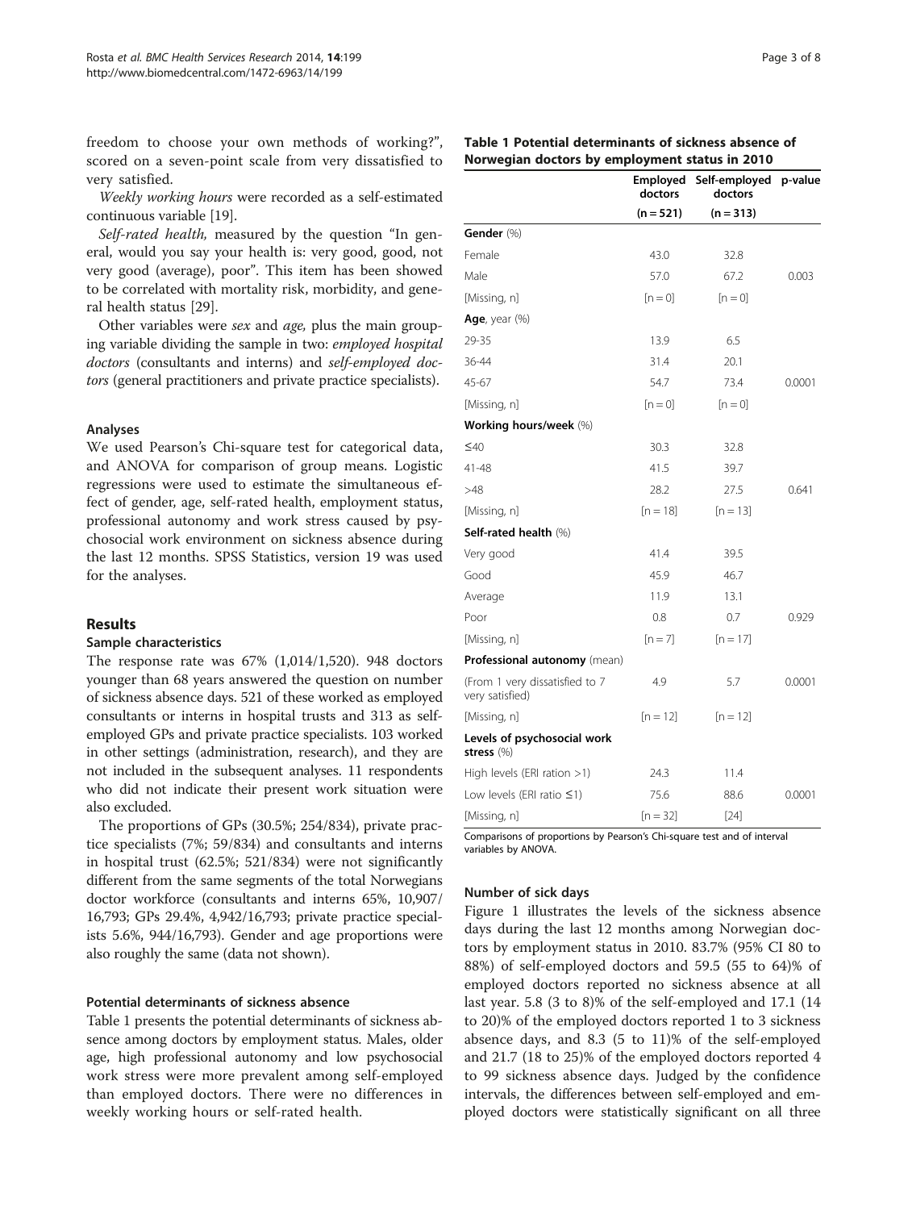freedom to choose your own methods of working?", scored on a seven-point scale from very dissatisfied to very satisfied.

*Weekly working hours* were recorded as a self-estimated continuous variable [19].

*Self-rated health,* measured by the question "In general, would you say your health is: very good, good, not very good (average), poor". This item has been showed to be correlated with mortality risk, morbidity, and general health status [29].

Other variables were *sex* and *age,* plus the main grouping variable dividing the sample in two: *employed hospital doctors* (consultants and interns) and *self-employed doctors* (general practitioners and private practice specialists).

### Analyses

We used Pearson's Chi-square test for categorical data, and ANOVA for comparison of group means. Logistic regressions were used to estimate the simultaneous effect of gender, age, self-rated health, employment status, professional autonomy and work stress caused by psychosocial work environment on sickness absence during the last 12 months. SPSS Statistics, version 19 was used for the analyses.

## Results

### Sample characteristics

The response rate was 67% (1,014/1,520). 948 doctors younger than 68 years answered the question on number of sickness absence days. 521 of these worked as employed consultants or interns in hospital trusts and 313 as self-employed GPs and private practice specialists. 103 worked in other settings (administration, research), and they are not included in the subsequent analyses. 11 respondents who did not indicate their present work situation were also excluded.

The proportions of GPs (30.5%; 254/834), private practice specialists (7%; 59/834) and consultants and interns in hospital trust (62.5%; 521/834) were not significantly different from the same segments of the total Norwegians doctor workforce (consultants and interns 65%, 10,907/16,793; GPs 29.4%, 4,942/16,793; private practice specialists 5.6%, 944/16,793). Gender and age proportions were also roughly the same (data not shown).

### Potential determinants of sickness absence

Table 1 presents the potential determinants of sickness absence among doctors by employment status. Males, older age, high professional autonomy and low psychosocial work stress were more prevalent among self-employed than employed doctors. There were no differences in weekly working hours or self-rated health.

**Table 1 Potential determinants of sickness absence of Norwegian doctors by employment status in 2010**

| | Employed doctors (n = 521) | Self-employed doctors (n = 313) | p-value |
|---|---|---|---|
| **Gender** (%) | | | |
| Female | 43.0 | 32.8 | |
| Male | 57.0 | 67.2 | 0.003 |
| [Missing, n] | [n = 0] | [n = 0] | |
| **Age**, year (%) | | | |
| 29-35 | 13.9 | 6.5 | |
| 36-44 | 31.4 | 20.1 | |
| 45-67 | 54.7 | 73.4 | 0.0001 |
| [Missing, n] | [n = 0] | [n = 0] | |
| **Working hours/week** (%) | | | |
| ≤40 | 30.3 | 32.8 | |
| 41-48 | 41.5 | 39.7 | |
| >48 | 28.2 | 27.5 | 0.641 |
| [Missing, n] | [n = 18] | [n = 13] | |
| **Self-rated health** (%) | | | |
| Very good | 41.4 | 39.5 | |
| Good | 45.9 | 46.7 | |
| Average | 11.9 | 13.1 | |
| Poor | 0.8 | 0.7 | 0.929 |
| [Missing, n] | [n = 7] | [n = 17] | |
| **Professional autonomy** (mean) | | | |
| (From 1 very dissatisfied to 7 very satisfied) | 4.9 | 5.7 | 0.0001 |
| [Missing, n] | [n = 12] | [n = 12] | |
| **Levels of psychosocial work stress** (%) | | | |
| High levels (ERI ration >1) | 24.3 | 11.4 | |
| Low levels (ERI ratio ≤1) | 75.6 | 88.6 | 0.0001 |
| [Missing, n] | [n = 32] | [24] | |

Comparisons of proportions by Pearson's Chi-square test and of interval variables by ANOVA.

### Number of sick days

Figure 1 illustrates the levels of the sickness absence days during the last 12 months among Norwegian doctors by employment status in 2010. 83.7% (95% CI 80 to 88%) of self-employed doctors and 59.5 (55 to 64)% of employed doctors reported no sickness absence at all last year. 5.8 (3 to 8)% of the self-employed and 17.1 (14 to 20)% of the employed doctors reported 1 to 3 sickness absence days, and 8.3 (5 to 11)% of the self-employed and 21.7 (18 to 25)% of the employed doctors reported 4 to 99 sickness absence days. Judged by the confidence intervals, the differences between self-employed and employed doctors were statistically significant on all three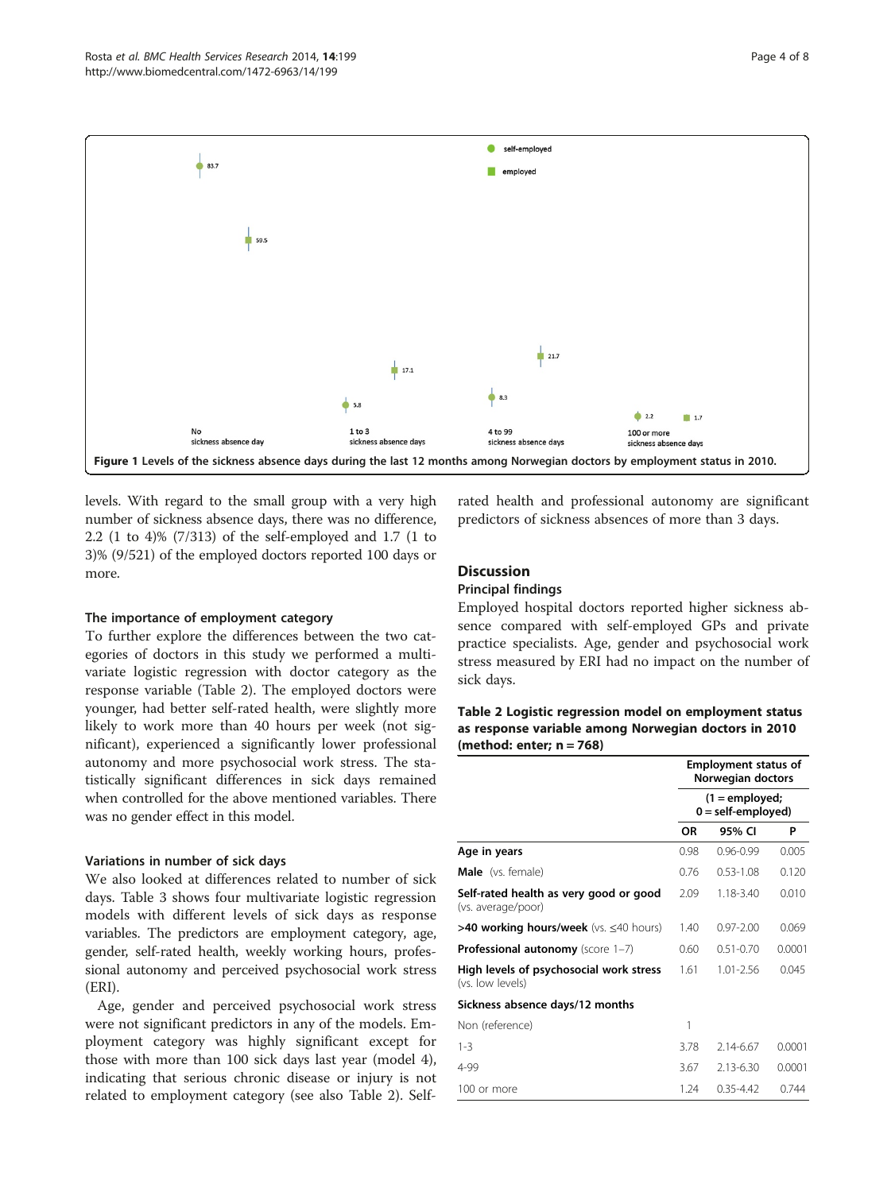Figure 1 Levels of the sickness absence days during the last 12 months among Norwegian doctors by employment status in 2010.

levels. With regard to the small group with a very high number of sickness absence days, there was no difference, 2.2 (1 to 4)% (7/313) of the self-employed and 1.7 (1 to 3)% (9/521) of the employed doctors reported 100 days or more.

### The importance of employment category

To further explore the differences between the two categories of doctors in this study we performed a multivariate logistic regression with doctor category as the response variable (Table 2). The employed doctors were younger, had better self-rated health, were slightly more likely to work more than 40 hours per week (not significant), experienced a significantly lower professional autonomy and more psychosocial work stress. The statistically significant differences in sick days remained when controlled for the above mentioned variables. There was no gender effect in this model.

### Variations in number of sick days

We also looked at differences related to number of sick days. Table 3 shows four multivariate logistic regression models with different levels of sick days as response variables. The predictors are employment category, age, gender, self-rated health, weekly working hours, professional autonomy and perceived psychosocial work stress (ERI).

Age, gender and perceived psychosocial work stress were not significant predictors in any of the models. Employment category was highly significant except for those with more than 100 sick days last year (model 4), indicating that serious chronic disease or injury is not related to employment category (see also Table 2). Self-rated health and professional autonomy are significant predictors of sickness absences of more than 3 days.

## Discussion

### Principal findings

Employed hospital doctors reported higher sickness absence compared with self-employed GPs and private practice specialists. Age, gender and psychosocial work stress measured by ERI had no impact on the number of sick days.

**Table 2 Logistic regression model on employment status as response variable among Norwegian doctors in 2010 (method: enter; n = 768)**

| | Employment status of Norwegian doctors | | |
|---|---|---|---|
| | (1 = employed; 0 = self-employed) | | |
| | OR | 95% CI | P |
| **Age in years** | 0.98 | 0.96-0.99 | 0.005 |
| **Male** (vs. female) | 0.76 | 0.53-1.08 | 0.120 |
| **Self-rated health as very good or good** (vs. average/poor) | 2.09 | 1.18-3.40 | 0.010 |
| **>40 working hours/week** (vs. ≤40 hours) | 1.40 | 0.97-2.00 | 0.069 |
| **Professional autonomy** (score 1–7) | 0.60 | 0.51-0.70 | 0.0001 |
| **High levels of psychosocial work stress** (vs. low levels) | 1.61 | 1.01-2.56 | 0.045 |
| **Sickness absence days/12 months** | | | |
| Non (reference) | 1 | | |
| 1-3 | 3.78 | 2.14-6.67 | 0.0001 |
| 4-99 | 3.67 | 2.13-6.30 | 0.0001 |
| 100 or more | 1.24 | 0.35-4.42 | 0.744 |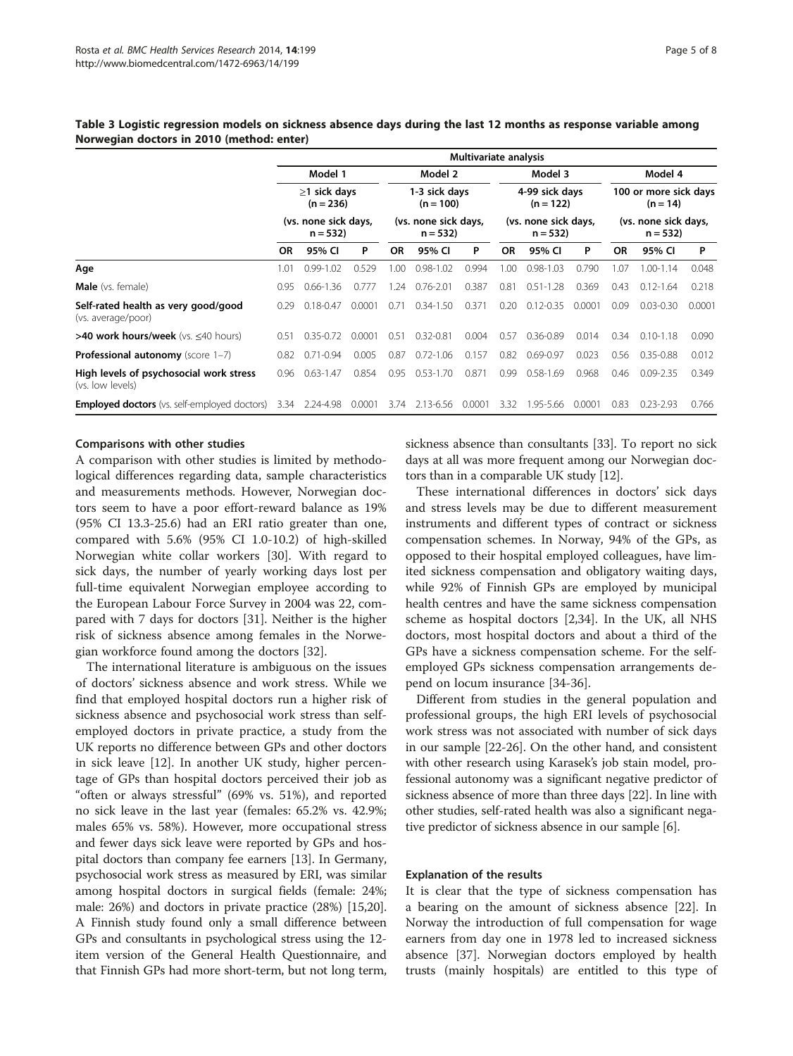**Table 3 Logistic regression models on sickness absence days during the last 12 months as response variable among Norwegian doctors in 2010 (method: enter)**

| | Multivariate analysis | | | | | | | | | | | |
|---|---|---|---|---|---|---|---|---|---|---|---|---|
| | Model 1 | | | Model 2 | | | Model 3 | | | Model 4 | | |
| | ≥1 sick days (n = 236) | | | 1-3 sick days (n = 100) | | | 4-99 sick days (n = 122) | | | 100 or more sick days (n = 14) | | |
| | (vs. none sick days, n = 532) | | | (vs. none sick days, n = 532) | | | (vs. none sick days, n = 532) | | | (vs. none sick days, n = 532) | | |
| | OR | 95% CI | P | OR | 95% CI | P | OR | 95% CI | P | OR | 95% CI | P |
| Age | 1.01 | 0.99-1.02 | 0.529 | 1.00 | 0.98-1.02 | 0.994 | 1.00 | 0.98-1.03 | 0.790 | 1.07 | 1.00-1.14 | 0.048 |
| **Male** (vs. female) | 0.95 | 0.66-1.36 | 0.777 | 1.24 | 0.76-2.01 | 0.387 | 0.81 | 0.51-1.28 | 0.369 | 0.43 | 0.12-1.64 | 0.218 |
| **Self-rated health as very good/good** (vs. average/poor) | 0.29 | 0.18-0.47 | 0.0001 | 0.71 | 0.34-1.50 | 0.371 | 0.20 | 0.12-0.35 | 0.0001 | 0.09 | 0.03-0.30 | 0.0001 |
| **>40 work hours/week** (vs. ≤40 hours) | 0.51 | 0.35-0.72 | 0.0001 | 0.51 | 0.32-0.81 | 0.004 | 0.57 | 0.36-0.89 | 0.014 | 0.34 | 0.10-1.18 | 0.090 |
| **Professional autonomy** (score 1–7) | 0.82 | 0.71-0.94 | 0.005 | 0.87 | 0.72-1.06 | 0.157 | 0.82 | 0.69-0.97 | 0.023 | 0.56 | 0.35-0.88 | 0.012 |
| **High levels of psychosocial work stress** (vs. low levels) | 0.96 | 0.63-1.47 | 0.854 | 0.95 | 0.53-1.70 | 0.871 | 0.99 | 0.58-1.69 | 0.968 | 0.46 | 0.09-2.35 | 0.349 |
| **Employed doctors** (vs. self-employed doctors) | 3.34 | 2.24-4.98 | 0.0001 | 3.74 | 2.13-6.56 | 0.0001 | 3.32 | 1.95-5.66 | 0.0001 | 0.83 | 0.23-2.93 | 0.766 |

#### Comparisons with other studies

A comparison with other studies is limited by methodological differences regarding data, sample characteristics and measurements methods. However, Norwegian doctors seem to have a poor effort-reward balance as 19% (95% CI 13.3-25.6) had an ERI ratio greater than one, compared with 5.6% (95% CI 1.0-10.2) of high-skilled Norwegian white collar workers [30]. With regard to sick days, the number of yearly working days lost per full-time equivalent Norwegian employee according to the European Labour Force Survey in 2004 was 22, compared with 7 days for doctors [31]. Neither is the higher risk of sickness absence among females in the Norwegian workforce found among the doctors [32].

The international literature is ambiguous on the issues of doctors' sickness absence and work stress. While we find that employed hospital doctors run a higher risk of sickness absence and psychosocial work stress than self-employed doctors in private practice, a study from the UK reports no difference between GPs and other doctors in sick leave [12]. In another UK study, higher percentage of GPs than hospital doctors perceived their job as "often or always stressful" (69% vs. 51%), and reported no sick leave in the last year (females: 65.2% vs. 42.9%; males 65% vs. 58%). However, more occupational stress and fewer days sick leave were reported by GPs and hospital doctors than company fee earners [13]. In Germany, psychosocial work stress as measured by ERI, was similar among hospital doctors in surgical fields (female: 24%; male: 26%) and doctors in private practice (28%) [15,20]. A Finnish study found only a small difference between GPs and consultants in psychological stress using the 12-item version of the General Health Questionnaire, and that Finnish GPs had more short-term, but not long term, sickness absence than consultants [33]. To report no sick days at all was more frequent among our Norwegian doctors than in a comparable UK study [12].

These international differences in doctors' sick days and stress levels may be due to different measurement instruments and different types of contract or sickness compensation schemes. In Norway, 94% of the GPs, as opposed to their hospital employed colleagues, have limited sickness compensation and obligatory waiting days, while 92% of Finnish GPs are employed by municipal health centres and have the same sickness compensation scheme as hospital doctors [2,34]. In the UK, all NHS doctors, most hospital doctors and about a third of the GPs have a sickness compensation scheme. For the self-employed GPs sickness compensation arrangements depend on locum insurance [34-36].

Different from studies in the general population and professional groups, the high ERI levels of psychosocial work stress was not associated with number of sick days in our sample [22-26]. On the other hand, and consistent with other research using Karasek's job stain model, professional autonomy was a significant negative predictor of sickness absence of more than three days [22]. In line with other studies, self-rated health was also a significant negative predictor of sickness absence in our sample [6].

#### Explanation of the results

It is clear that the type of sickness compensation has a bearing on the amount of sickness absence [22]. In Norway the introduction of full compensation for wage earners from day one in 1978 led to increased sickness absence [37]. Norwegian doctors employed by health trusts (mainly hospitals) are entitled to this type of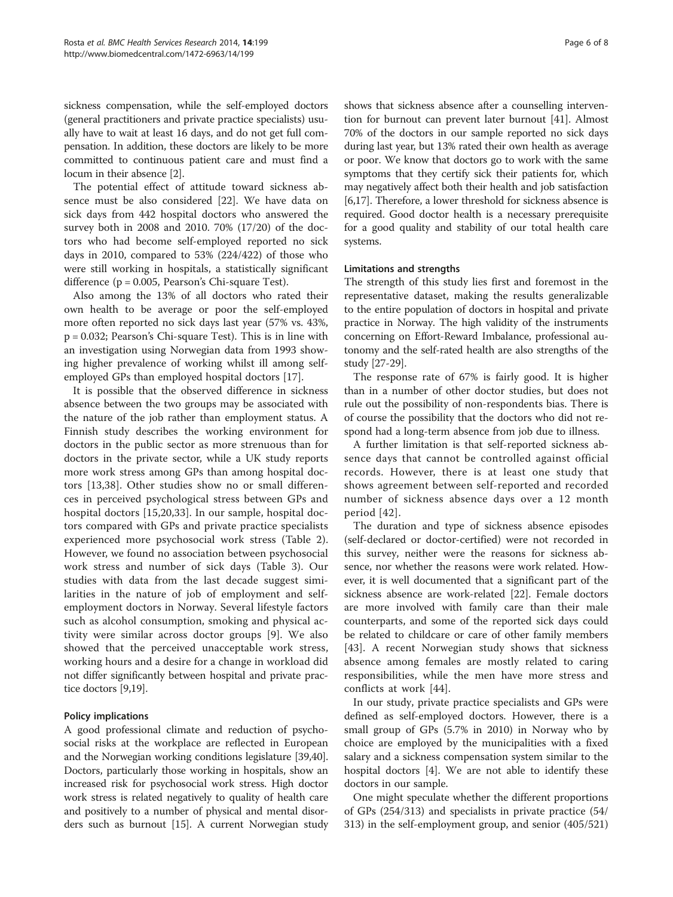sickness compensation, while the self-employed doctors (general practitioners and private practice specialists) usually have to wait at least 16 days, and do not get full compensation. In addition, these doctors are likely to be more committed to continuous patient care and must find a locum in their absence [2].

The potential effect of attitude toward sickness absence must be also considered [22]. We have data on sick days from 442 hospital doctors who answered the survey both in 2008 and 2010. 70% (17/20) of the doctors who had become self-employed reported no sick days in 2010, compared to 53% (224/422) of those who were still working in hospitals, a statistically significant difference ($p = 0.005$, Pearson's Chi-square Test).

Also among the 13% of all doctors who rated their own health to be average or poor the self-employed more often reported no sick days last year (57% vs. 43%, $p = 0.032$; Pearson's Chi-square Test). This is in line with an investigation using Norwegian data from 1993 showing higher prevalence of working whilst ill among self-employed GPs than employed hospital doctors [17].

It is possible that the observed difference in sickness absence between the two groups may be associated with the nature of the job rather than employment status. A Finnish study describes the working environment for doctors in the public sector as more strenuous than for doctors in the private sector, while a UK study reports more work stress among GPs than among hospital doctors [13,38]. Other studies show no or small differences in perceived psychological stress between GPs and hospital doctors [15,20,33]. In our sample, hospital doctors compared with GPs and private practice specialists experienced more psychosocial work stress (Table 2). However, we found no association between psychosocial work stress and number of sick days (Table 3). Our studies with data from the last decade suggest similarities in the nature of job of employment and self-employment doctors in Norway. Several lifestyle factors such as alcohol consumption, smoking and physical activity were similar across doctor groups [9]. We also showed that the perceived unacceptable work stress, working hours and a desire for a change in workload did not differ significantly between hospital and private practice doctors [9,19].

### Policy implications

A good professional climate and reduction of psychosocial risks at the workplace are reflected in European and the Norwegian working conditions legislature [39,40]. Doctors, particularly those working in hospitals, show an increased risk for psychosocial work stress. High doctor work stress is related negatively to quality of health care and positively to a number of physical and mental disorders such as burnout [15]. A current Norwegian study shows that sickness absence after a counselling intervention for burnout can prevent later burnout [41]. Almost 70% of the doctors in our sample reported no sick days during last year, but 13% rated their own health as average or poor. We know that doctors go to work with the same symptoms that they certify sick their patients for, which may negatively affect both their health and job satisfaction [6,17]. Therefore, a lower threshold for sickness absence is required. Good doctor health is a necessary prerequisite for a good quality and stability of our total health care systems.

### Limitations and strengths

The strength of this study lies first and foremost in the representative dataset, making the results generalizable to the entire population of doctors in hospital and private practice in Norway. The high validity of the instruments concerning on Effort-Reward Imbalance, professional autonomy and the self-rated health are also strengths of the study [27-29].

The response rate of 67% is fairly good. It is higher than in a number of other doctor studies, but does not rule out the possibility of non-respondents bias. There is of course the possibility that the doctors who did not respond had a long-term absence from job due to illness.

A further limitation is that self-reported sickness absence days that cannot be controlled against official records. However, there is at least one study that shows agreement between self-reported and recorded number of sickness absence days over a 12 month period [42].

The duration and type of sickness absence episodes (self-declared or doctor-certified) were not recorded in this survey, neither were the reasons for sickness absence, nor whether the reasons were work related. However, it is well documented that a significant part of the sickness absence are work-related [22]. Female doctors are more involved with family care than their male counterparts, and some of the reported sick days could be related to childcare or care of other family members [43]. A recent Norwegian study shows that sickness absence among females are mostly related to caring responsibilities, while the men have more stress and conflicts at work [44].

In our study, private practice specialists and GPs were defined as self-employed doctors. However, there is a small group of GPs (5.7% in 2010) in Norway who by choice are employed by the municipalities with a fixed salary and a sickness compensation system similar to the hospital doctors [4]. We are not able to identify these doctors in our sample.

One might speculate whether the different proportions of GPs (254/313) and specialists in private practice (54/313) in the self-employment group, and senior (405/521)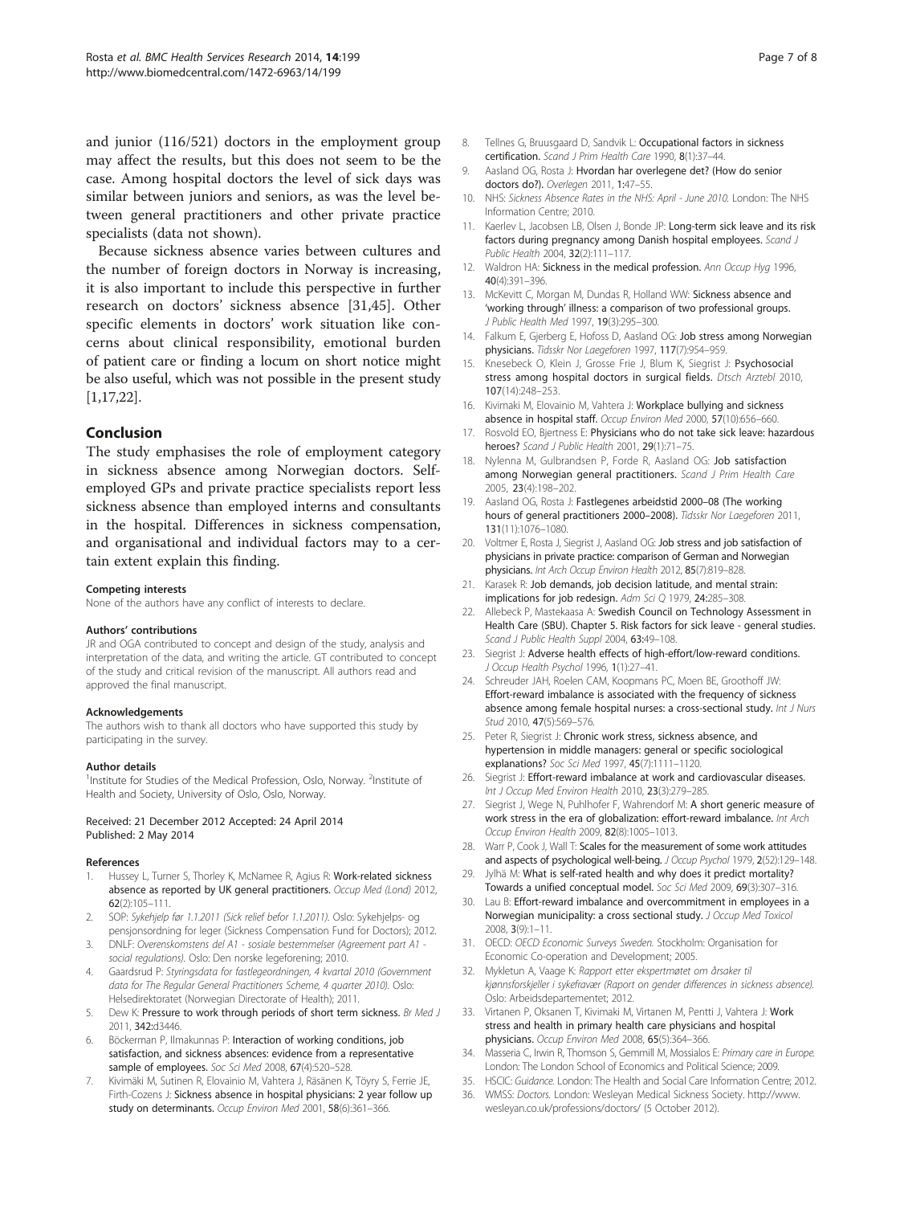and junior (116/521) doctors in the employment group may affect the results, but this does not seem to be the case. Among hospital doctors the level of sick days was similar between juniors and seniors, as was the level between general practitioners and other private practice specialists (data not shown).

Because sickness absence varies between cultures and the number of foreign doctors in Norway is increasing, it is also important to include this perspective in further research on doctors' sickness absence [31,45]. Other specific elements in doctors' work situation like concerns about clinical responsibility, emotional burden of patient care or finding a locum on short notice might be also useful, which was not possible in the present study [1,17,22].

## Conclusion

The study emphasises the role of employment category in sickness absence among Norwegian doctors. Self-employed GPs and private practice specialists report less sickness absence than employed interns and consultants in the hospital. Differences in sickness compensation, and organisational and individual factors may to a certain extent explain this finding.

#### Competing interests

None of the authors have any conflict of interests to declare.

#### Authors' contributions

JR and OGA contributed to concept and design of the study, analysis and interpretation of the data, and writing the article. GT contributed to concept of the study and critical revision of the manuscript. All authors read and approved the final manuscript.

#### Acknowledgements

The authors wish to thank all doctors who have supported this study by participating in the survey.

#### Author details

[1]Institute for Studies of the Medical Profession, Oslo, Norway. [2]Institute of Health and Society, University of Oslo, Oslo, Norway.

Received: 21 December 2012 Accepted: 24 April 2014
Published: 2 May 2014

#### References

1. Hussey L, Turner S, Thorley K, McNamee R, Agius R: **Work-related sickness absence as reported by UK general practitioners.** *Occup Med (Lond)* 2012, **62**(2):105–111.
2. SOP: *Sykehjelp før 1.1.2011 (Sick relief befor 1.1.2011).* Oslo: Sykehjelps- og pensjonsordning for leger (Sickness Compensation Fund for Doctors); 2012.
3. DNLF: *Overenskomstens del A1 - sosiale bestemmelser (Agreement part A1 - social regulations).* Oslo: Den norske legeforening; 2010.
4. Gaardsrud P: *Styringsdata for fastlegeordningen, 4 kvartal 2010 (Government data for The Regular General Practitioners Scheme, 4 quarter 2010).* Oslo: Helsedirektoratet (Norwegian Directorate of Health); 2011.
5. Dew K: **Pressure to work through periods of short term sickness.** *Br Med J* 2011, **342**:d3446.
6. Böckerman P, Ilmakunnas P: **Interaction of working conditions, job satisfaction, and sickness absences: evidence from a representative sample of employees.** *Soc Sci Med* 2008, **67**(4):520–528.
7. Kivimäki M, Sutinen R, Elovainio M, Vahtera J, Räsänen K, Töyry S, Ferrie JE, Firth-Cozens J: **Sickness absence in hospital physicians: 2 year follow up study on determinants.** *Occup Environ Med* 2001, **58**(6):361–366.
8. Tellnes G, Bruusgaard D, Sandvik L: **Occupational factors in sickness certification.** *Scand J Prim Health Care* 1990, **8**(1):37–44.
9. Aasland OG, Rosta J: **Hvordan har overlegene det? (How do senior doctors do?).** *Overlegen* 2011, **1**:47–55.
10. NHS: *Sickness Absence Rates in the NHS: April - June 2010.* London: The NHS Information Centre; 2010.
11. Kaerlev L, Jacobsen LB, Olsen J, Bonde JP: **Long-term sick leave and its risk factors during pregnancy among Danish hospital employees.** *Scand J Public Health* 2004, **32**(2):111–117.
12. Waldron HA: **Sickness in the medical profession.** *Ann Occup Hyg* 1996, **40**(4):391–396.
13. McKevitt C, Morgan M, Dundas R, Holland WW: **Sickness absence and 'working through' illness: a comparison of two professional groups.** *J Public Health Med* 1997, **19**(3):295–300.
14. Falkum E, Gjerberg E, Hofoss D, Aasland OG: **Job stress among Norwegian physicians.** *Tidsskr Nor Laegeforen* 1997, **117**(7):954–959.
15. Knesebeck O, Klein J, Grosse Frie J, Blum K, Siegrist J: **Psychosocial stress among hospital doctors in surgical fields.** *Dtsch Arztebl* 2010, **107**(14):248–253.
16. Kivimaki M, Elovainio M, Vahtera J: **Workplace bullying and sickness absence in hospital staff.** *Occup Environ Med* 2000, **57**(10):656–660.
17. Rosvold EO, Bjertness E: **Physicians who do not take sick leave: hazardous heroes?** *Scand J Public Health* 2001, **29**(1):71–75.
18. Nylenna M, Gulbrandsen P, Forde R, Aasland OG: **Job satisfaction among Norwegian general practitioners.** *Scand J Prim Health Care* 2005, **23**(4):198–202.
19. Aasland OG, Rosta J: **Fastlegenes arbeidstid 2000–08 (The working hours of general practitioners 2000–2008).** *Tidsskr Nor Laegeforen* 2011, **131**(11):1076–1080.
20. Voltmer E, Rosta J, Siegrist J, Aasland OG: **Job stress and job satisfaction of physicians in private practice: comparison of German and Norwegian physicians.** *Int Arch Occup Environ Health* 2012, **85**(7):819–828.
21. Karasek R: **Job demands, job decision latitude, and mental strain: implications for job redesign.** *Adm Sci Q* 1979, **24**:285–308.
22. Allebeck P, Mastekaasa A: **Swedish Council on Technology Assessment in Health Care (SBU). Chapter 5. Risk factors for sick leave - general studies.** *Scand J Public Health Suppl* 2004, **63**:49–108.
23. Siegrist J: **Adverse health effects of high-effort/low-reward conditions.** *J Occup Health Psychol* 1996, **1**(1):27–41.
24. Schreuder JAH, Roelen CAM, Koopmans PC, Moen BE, Groothoff JW: **Effort-reward imbalance is associated with the frequency of sickness absence among female hospital nurses: a cross-sectional study.** *Int J Nurs Stud* 2010, **47**(5):569–576.
25. Peter R, Siegrist J: **Chronic work stress, sickness absence, and hypertension in middle managers: general or specific sociological explanations?** *Soc Sci Med* 1997, **45**(7):1111–1120.
26. Siegrist J: **Effort-reward imbalance at work and cardiovascular diseases.** *Int J Occup Med Environ Health* 2010, **23**(3):279–285.
27. Siegrist J, Wege N, Puhlhofer F, Wahrendorf M: **A short generic measure of work stress in the era of globalization: effort-reward imbalance.** *Int Arch Occup Environ Health* 2009, **82**(8):1005–1013.
28. Warr P, Cook J, Wall T: **Scales for the measurement of some work attitudes and aspects of psychological well-being.** *J Occup Psychol* 1979, **2**(52):129–148.
29. Jylhä M: **What is self-rated health and why does it predict mortality? Towards a unified conceptual model.** *Soc Sci Med* 2009, **69**(3):307–316.
30. Lau B: **Effort-reward imbalance and overcommitment in employees in a Norwegian municipality: a cross sectional study.** *J Occup Med Toxicol* 2008, **3**(9):1–11.
31. OECD: *OECD Economic Surveys Sweden.* Stockholm: Organisation for Economic Co-operation and Development; 2005.
32. Mykletun A, Vaage K: *Rapport etter ekspertmøtet om årsaker til kjønnsforskjeller i sykefravær (Raport on gender differences in sickness absence).* Oslo: Arbeidsdepartementet; 2012.
33. Virtanen P, Oksanen T, Kivimaki M, Virtanen M, Pentti J, Vahtera J: **Work stress and health in primary health care physicians and hospital physicians.** *Occup Environ Med* 2008, **65**(5):364–366.
34. Masseria C, Irwin R, Thomson S, Gemmill M, Mossialos E: *Primary care in Europe.* London: The London School of Economics and Political Science; 2009.
35. HSCIC: *Guidance.* London: The Health and Social Care Information Centre; 2012.
36. WMSS: *Doctors.* London: Wesleyan Medical Sickness Society. http://www.wesleyan.co.uk/professions/doctors/ (5 October 2012).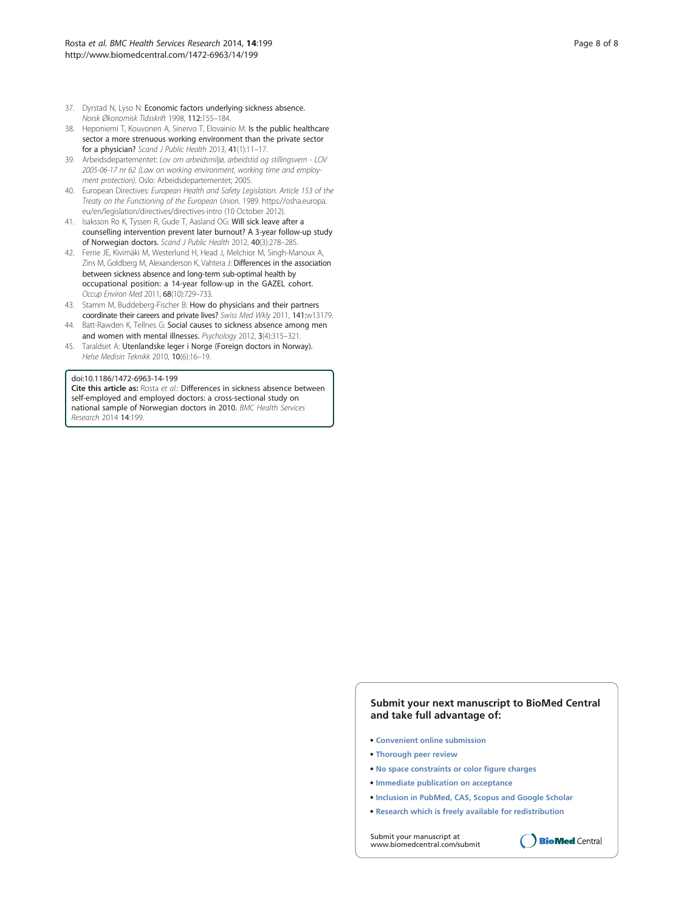37. Dyrstad N, Lyso N: Economic factors underlying sickness absence. *Norsk Økonomisk Tidsskrift* 1998, **112**:155–184.
38. Heponiemi T, Kouvonen A, Sinervo T, Elovainio M: Is the public healthcare sector a more strenuous working environment than the private sector for a physician? *Scand J Public Health* 2013, **41**(1):11–17.
39. Arbeidsdepartementet: *Lov om arbeidsmiljø, arbeidstid og stillingsvern - LOV 2005-06-17 nr 62 (Law on working environment, working time and employment protection).* Oslo: Arbeidsdepartementet; 2005.
40. European Directives: *European Health and Safety Legislation. Article 153 of the Treaty on the Functioning of the European Union.* 1989. https://osha.europa.eu/en/legislation/directives/directives-intro (10 October 2012).
41. Isaksson Ro K, Tyssen R, Gude T, Aasland OG: Will sick leave after a counselling intervention prevent later burnout? A 3-year follow-up study of Norwegian doctors. *Scand J Public Health* 2012, **40**(3):278–285.
42. Ferrie JE, Kivimäki M, Westerlund H, Head J, Melchior M, Singh-Manoux A, Zins M, Goldberg M, Alexanderson K, Vahtera J: Differences in the association between sickness absence and long-term sub-optimal health by occupational position: a 14-year follow-up in the GAZEL cohort. *Occup Environ Med* 2011, **68**(10):729–733.
43. Stamm M, Buddeberg-Fischer B: How do physicians and their partners coordinate their careers and private lives? *Swiss Med Wkly* 2011, **141**:w13179.
44. Batt-Rawden K, Tellnes G: Social causes to sickness absence among men and women with mental illnesses. *Psychology* 2012, **3**(4):315–321.
45. Taraldset A: Utenlandske leger i Norge (Foreign doctors in Norway). *Helse Medisin Teknikk* 2010, **10**(6):16–19.

doi:10.1186/1472-6963-14-199

**Cite this article as:** Rosta *et al.*: Differences in sickness absence between self-employed and employed doctors: a cross-sectional study on national sample of Norwegian doctors in 2010. *BMC Health Services Research* 2014 **14**:199.

**Submit your next manuscript to BioMed Central and take full advantage of:**

- **Convenient online submission**
- **Thorough peer review**
- **No space constraints or color figure charges**
- **Immediate publication on acceptance**
- **Inclusion in PubMed, CAS, Scopus and Google Scholar**
- **Research which is freely available for redistribution**

Submit your manuscript at
www.biomedcentral.com/submit

BioMed Central